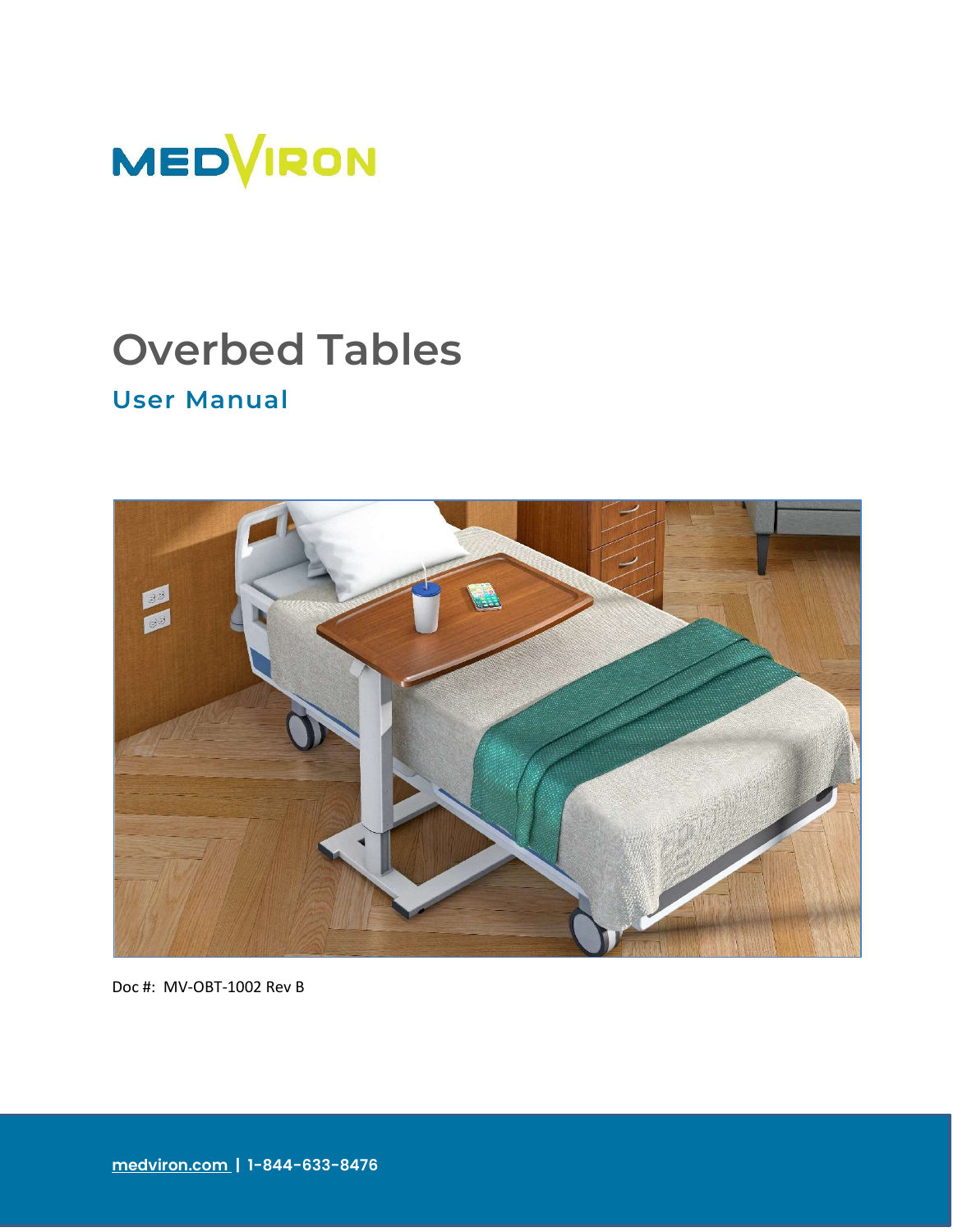MEDVIRON

# Overbed Tables

## User Manual

Doc #: MV-OBT-1002 Rev B

medviron.com | 1-844-633-8476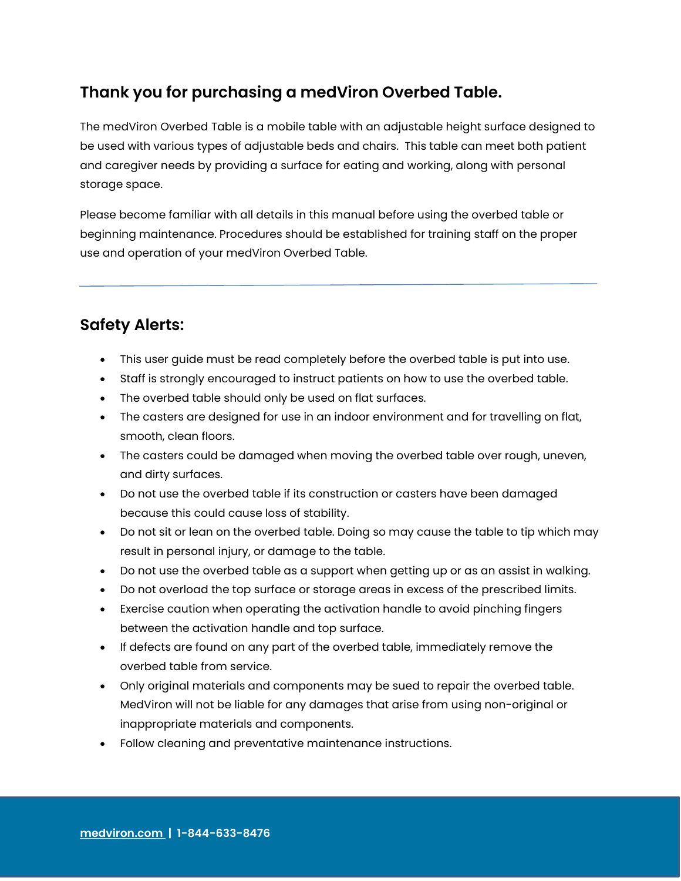## Thank you for purchasing a medViron Overbed Table.

The medViron Overbed Table is a mobile table with an adjustable height surface designed to be used with various types of adjustable beds and chairs. This table can meet both patient and caregiver needs by providing a surface for eating and working, along with personal storage space.

Please become familiar with all details in this manual before using the overbed table or beginning maintenance. Procedures should be established for training staff on the proper use and operation of your medViron Overbed Table.

---

## Safety Alerts:

- This user guide must be read completely before the overbed table is put into use.
- Staff is strongly encouraged to instruct patients on how to use the overbed table.
- The overbed table should only be used on flat surfaces.
- The casters are designed for use in an indoor environment and for travelling on flat, smooth, clean floors.
- The casters could be damaged when moving the overbed table over rough, uneven, and dirty surfaces.
- Do not use the overbed table if its construction or casters have been damaged because this could cause loss of stability.
- Do not sit or lean on the overbed table. Doing so may cause the table to tip which may result in personal injury, or damage to the table.
- Do not use the overbed table as a support when getting up or as an assist in walking.
- Do not overload the top surface or storage areas in excess of the prescribed limits.
- Exercise caution when operating the activation handle to avoid pinching fingers between the activation handle and top surface.
- If defects are found on any part of the overbed table, immediately remove the overbed table from service.
- Only original materials and components may be sued to repair the overbed table. MedViron will not be liable for any damages that arise from using non-original or inappropriate materials and components.
- Follow cleaning and preventative maintenance instructions.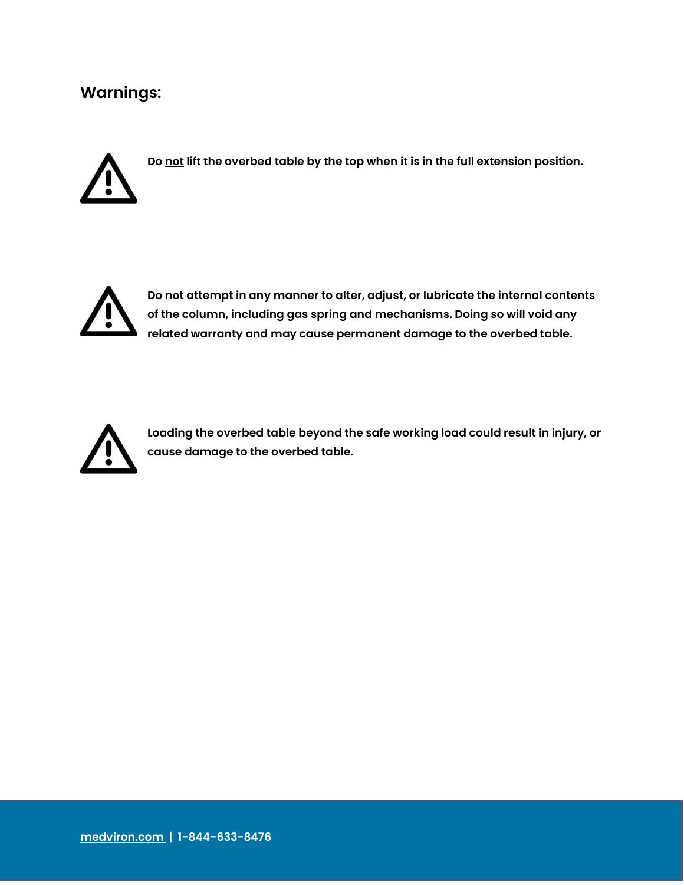## Warnings:

⚠ **Do <u>not</u> lift the overbed table by the top when it is in the full extension position.**

⚠ **Do <u>not</u> attempt in any manner to alter, adjust, or lubricate the internal contents of the column, including gas spring and mechanisms. Doing so will void any related warranty and may cause permanent damage to the overbed table.**

⚠ **Loading the overbed table beyond the safe working load could result in injury, or cause damage to the overbed table.**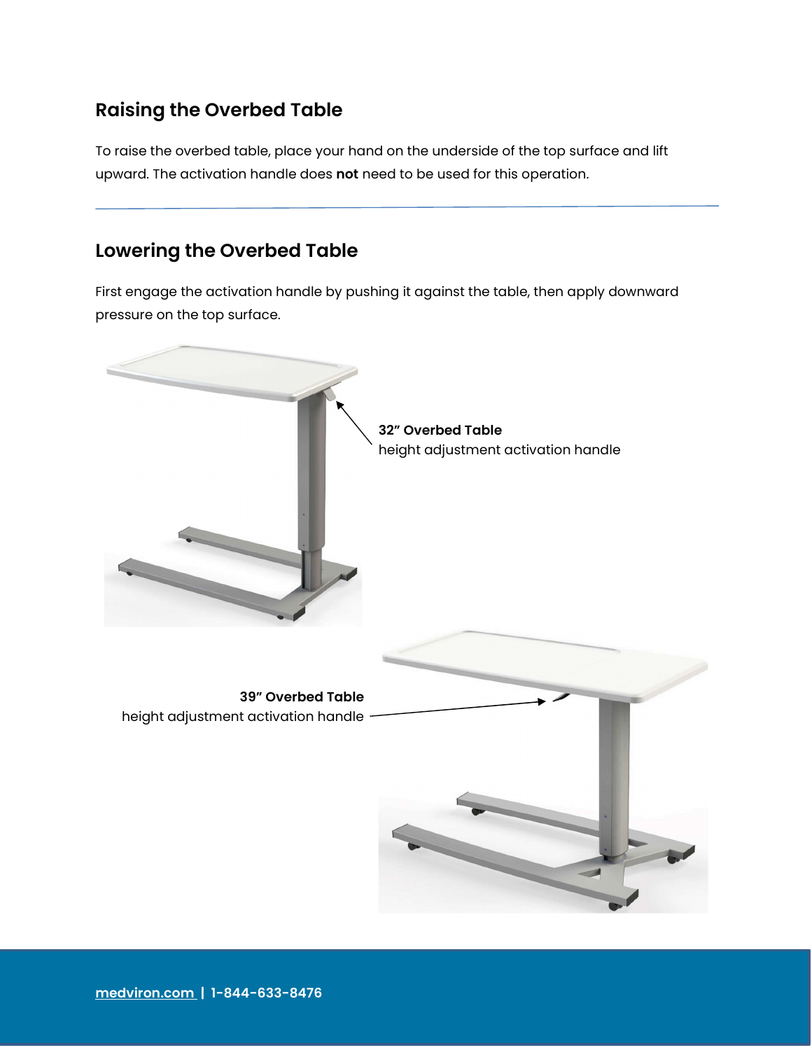## Raising the Overbed Table

To raise the overbed table, place your hand on the underside of the top surface and lift upward. The activation handle does **not** need to be used for this operation.

---

## Lowering the Overbed Table

First engage the activation handle by pushing it against the table, then apply downward pressure on the top surface.

**32" Overbed Table**
height adjustment activation handle

**39" Overbed Table**
height adjustment activation handle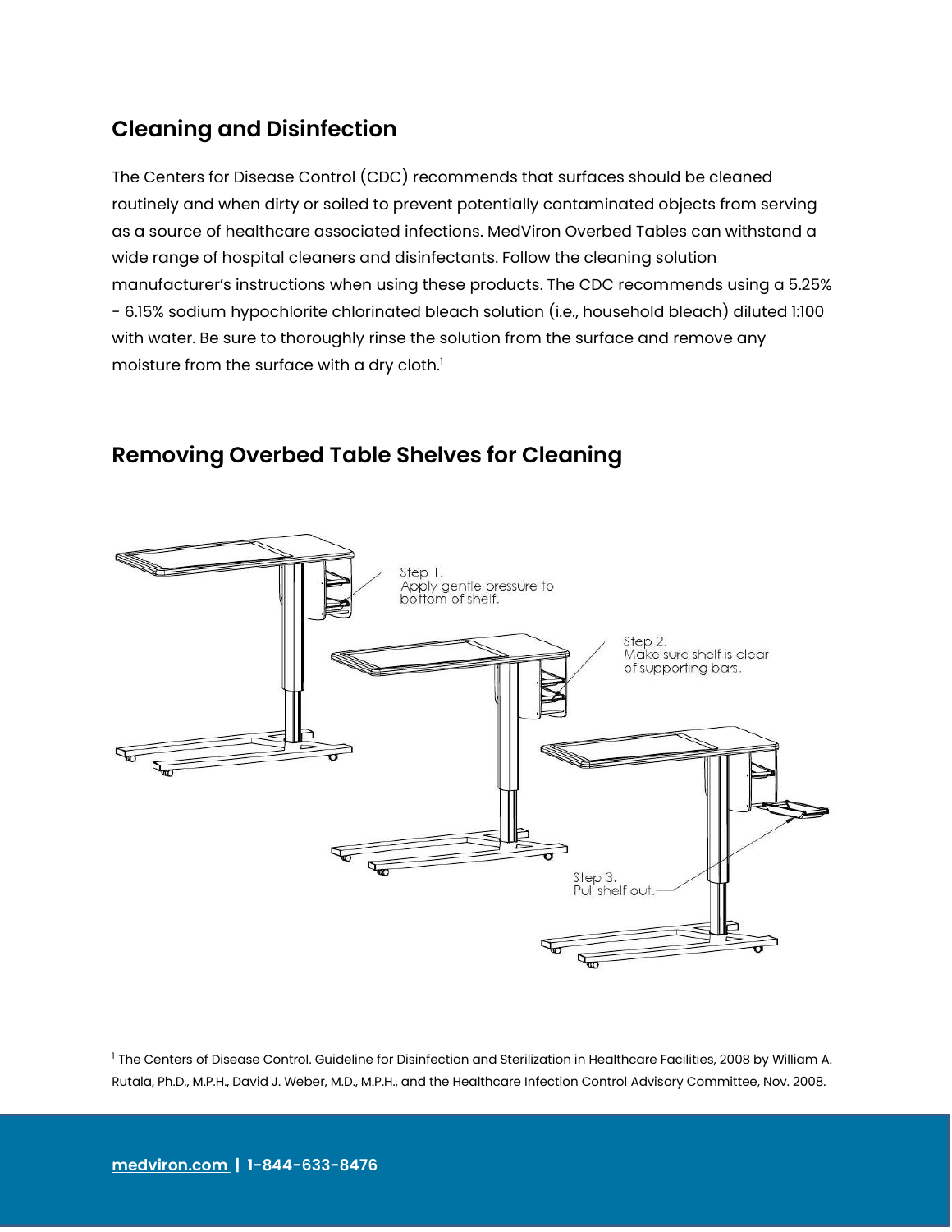## Cleaning and Disinfection

The Centers for Disease Control (CDC) recommends that surfaces should be cleaned routinely and when dirty or soiled to prevent potentially contaminated objects from serving as a source of healthcare associated infections. MedViron Overbed Tables can withstand a wide range of hospital cleaners and disinfectants. Follow the cleaning solution manufacturer's instructions when using these products. The CDC recommends using a 5.25% - 6.15% sodium hypochlorite chlorinated bleach solution (i.e., household bleach) diluted 1:100 with water. Be sure to thoroughly rinse the solution from the surface and remove any moisture from the surface with a dry cloth.[1]

## Removing Overbed Table Shelves for Cleaning

Step 1. Apply gentle pressure to bottom of shelf.

Step 2. Make sure shelf is clear of supporting bars.

Step 3. Pull shelf out.

[1] The Centers for Disease Control. Guideline for Disinfection and Sterilization in Healthcare Facilities, 2008 by William A. Rutala, Ph.D., M.P.H., David J. Weber, M.D., M.P.H., and the Healthcare Infection Control Advisory Committee, Nov. 2008.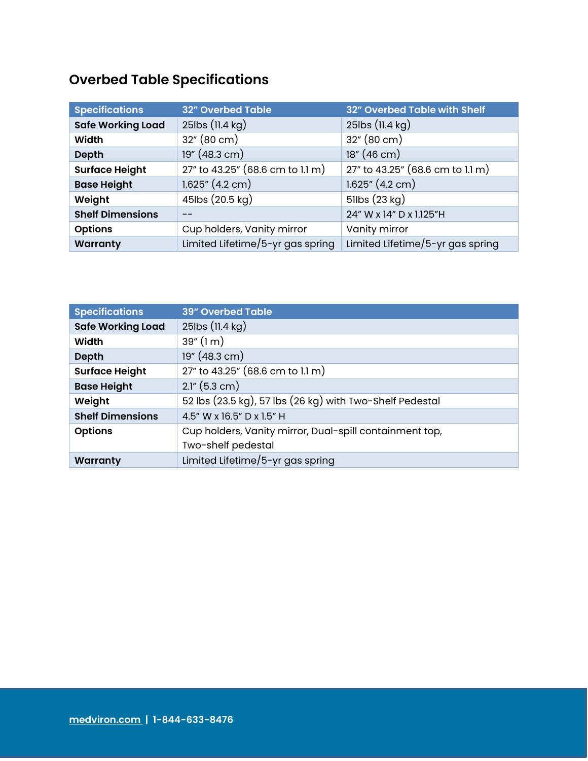## Overbed Table Specifications

| Specifications | 32″ Overbed Table | 32″ Overbed Table with Shelf |
| --- | --- | --- |
| **Safe Working Load** | 25lbs (11.4 kg) | 25lbs (11.4 kg) |
| **Width** | 32″ (80 cm) | 32″ (80 cm) |
| **Depth** | 19″ (48.3 cm) | 18″ (46 cm) |
| **Surface Height** | 27″ to 43.25″ (68.6 cm to 1.1 m) | 27″ to 43.25″ (68.6 cm to 1.1 m) |
| **Base Height** | 1.625″ (4.2 cm) | 1.625″ (4.2 cm) |
| **Weight** | 45lbs (20.5 kg) | 51lbs (23 kg) |
| **Shelf Dimensions** | -- | 24″ W x 14″ D x 1.125″H |
| **Options** | Cup holders, Vanity mirror | Vanity mirror |
| **Warranty** | Limited Lifetime/5-yr gas spring | Limited Lifetime/5-yr gas spring |

| Specifications | 39″ Overbed Table |
| --- | --- |
| **Safe Working Load** | 25lbs (11.4 kg) |
| **Width** | 39″ (1 m) |
| **Depth** | 19″ (48.3 cm) |
| **Surface Height** | 27″ to 43.25″ (68.6 cm to 1.1 m) |
| **Base Height** | 2.1″ (5.3 cm) |
| **Weight** | 52 lbs (23.5 kg), 57 lbs (26 kg) with Two-Shelf Pedestal |
| **Shelf Dimensions** | 4.5″ W x 16.5″ D x 1.5″ H |
| **Options** | Cup holders, Vanity mirror, Dual-spill containment top, Two-shelf pedestal |
| **Warranty** | Limited Lifetime/5-yr gas spring |

medviron.com | 1-844-633-8476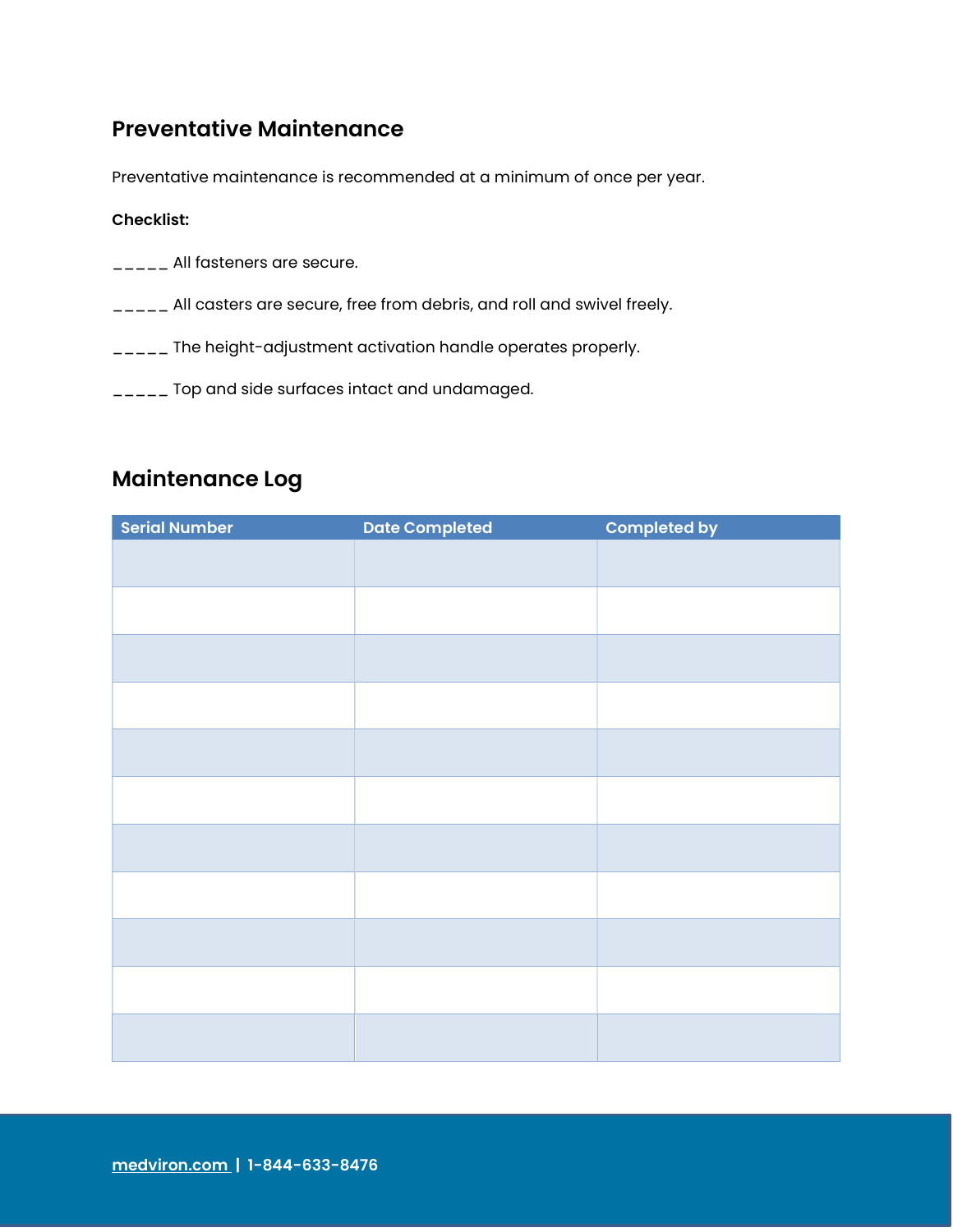## Preventative Maintenance

Preventative maintenance is recommended at a minimum of once per year.

**Checklist:**

_____ All fasteners are secure.

_____ All casters are secure, free from debris, and roll and swivel freely.

_____ The height-adjustment activation handle operates properly.

_____ Top and side surfaces intact and undamaged.

## Maintenance Log

| Serial Number | Date Completed | Completed by |
| --- | --- | --- |
| | | |
| | | |
| | | |
| | | |
| | | |
| | | |
| | | |
| | | |
| | | |
| | | |
| | | |

medviron.com | 1-844-633-8476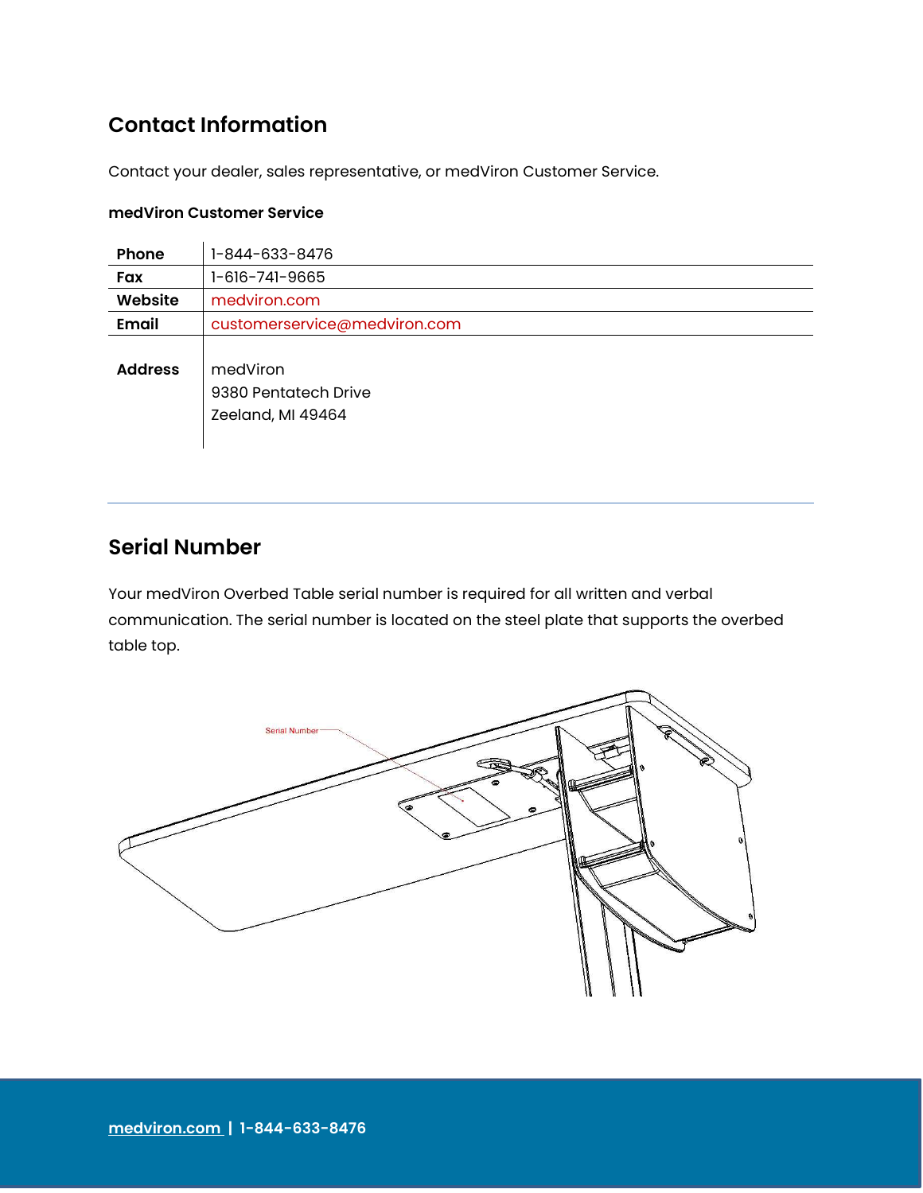## Contact Information

Contact your dealer, sales representative, or medViron Customer Service.

**medViron Customer Service**

| | |
|---|---|
| **Phone** | 1-844-633-8476 |
| **Fax** | 1-616-741-9665 |
| **Website** | medviron.com |
| **Email** | customerservice@medviron.com |
| **Address** | medViron<br>9380 Pentatech Drive<br>Zeeland, MI 49464 |

## Serial Number

Your medViron Overbed Table serial number is required for all written and verbal communication. The serial number is located on the steel plate that supports the overbed table top.

Serial Number